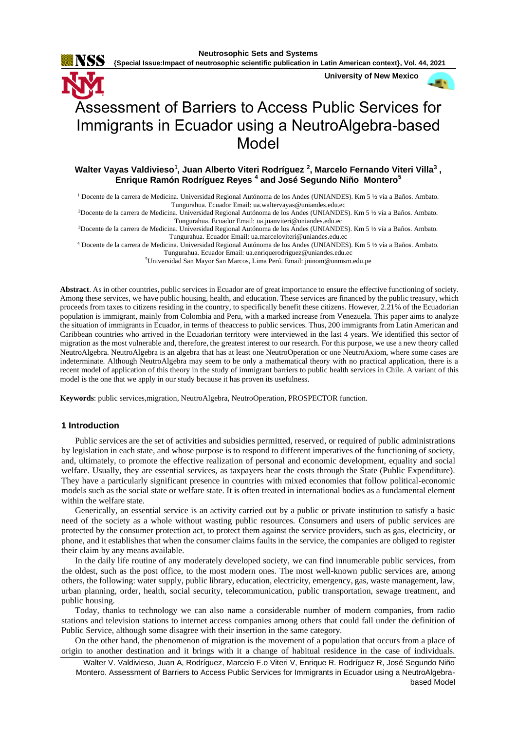# Assessment of Barriers to Access Public Services for Immigrants in Ecuador using a NeutroAlgebra-based Model

**Walter Vayas Valdivieso[1], Juan Alberto Viteri Rodríguez [2], Marcelo Fernando Viteri Villa[3] , Enrique Ramón Rodríguez Reyes [4] and José Segundo Niño Montero[5]**

[1] Docente de la carrera de Medicina. Universidad Regional Autónoma de los Andes (UNIANDES). Km 5 ½ vía a Baños. Ambato. Tungurahua. Ecuador Email: ua.waltervayas@uniandes.edu.ec

[2]Docente de la carrera de Medicina. Universidad Regional Autónoma de los Andes (UNIANDES). Km 5 ½ vía a Baños. Ambato. Tungurahua. Ecuador Email: ua.juanviteri@uniandes.edu.ec

[3]Docente de la carrera de Medicina. Universidad Regional Autónoma de los Andes (UNIANDES). Km 5 ½ vía a Baños. Ambato. Tungurahua. Ecuador Email: ua.marceloviteri@uniandes.edu.ec

[4] Docente de la carrera de Medicina. Universidad Regional Autónoma de los Andes (UNIANDES). Km 5 ½ vía a Baños. Ambato. Tungurahua. Ecuador Email: ua.enriquerodriguez@uniandes.edu.ec

[5]Universidad San Mayor San Marcos, Lima Perú. Email: jninom@unmsm.edu.pe

**Abstract**. As in other countries, public services in Ecuador are of great importance to ensure the effective functioning of society. Among these services, we have public housing, health, and education. These services are financed by the public treasury, which proceeds from taxes to citizens residing in the country, to specifically benefit these citizens. However, 2.21% of the Ecuadorian population is immigrant, mainly from Colombia and Peru, with a marked increase from Venezuela. This paper aims to analyze the situation of immigrants in Ecuador, in terms of theaccess to public services. Thus, 200 immigrants from Latin American and Caribbean countries who arrived in the Ecuadorian territory were interviewed in the last 4 years. We identified this sector of migration as the most vulnerable and, therefore, the greatest interest to our research. For this purpose, we use a new theory called NeutroAlgebra. NeutroAlgebra is an algebra that has at least one NeutroOperation or one NeutroAxiom, where some cases are indeterminate. Although NeutroAlgebra may seem to be only a mathematical theory with no practical application, there is a recent model of application of this theory in the study of immigrant barriers to public health services in Chile. A variant of this model is the one that we apply in our study because it has proven its usefulness.

**Keywords**: public services,migration, NeutroAlgebra, NeutroOperation, PROSPECTOR function.

## 1 Introduction

Public services are the set of activities and subsidies permitted, reserved, or required of public administrations by legislation in each state, and whose purpose is to respond to different imperatives of the functioning of society, and, ultimately, to promote the effective realization of personal and economic development, equality and social welfare. Usually, they are essential services, as taxpayers bear the costs through the State (Public Expenditure). They have a particularly significant presence in countries with mixed economies that follow political-economic models such as the social state or welfare state. It is often treated in international bodies as a fundamental element within the welfare state.

Generically, an essential service is an activity carried out by a public or private institution to satisfy a basic need of the society as a whole without wasting public resources. Consumers and users of public services are protected by the consumer protection act, to protect them against the service providers, such as gas, electricity, or phone, and it establishes that when the consumer claims faults in the service, the companies are obliged to register their claim by any means available.

In the daily life routine of any moderately developed society, we can find innumerable public services, from the oldest, such as the post office, to the most modern ones. The most well-known public services are, among others, the following: water supply, public library, education, electricity, emergency, gas, waste management, law, urban planning, order, health, social security, telecommunication, public transportation, sewage treatment, and public housing.

Today, thanks to technology we can also name a considerable number of modern companies, from radio stations and television stations to internet access companies among others that could fall under the definition of Public Service, although some disagree with their insertion in the same category.

On the other hand, the phenomenon of migration is the movement of a population that occurs from a place of origin to another destination and it brings with it a change of habitual residence in the case of individuals.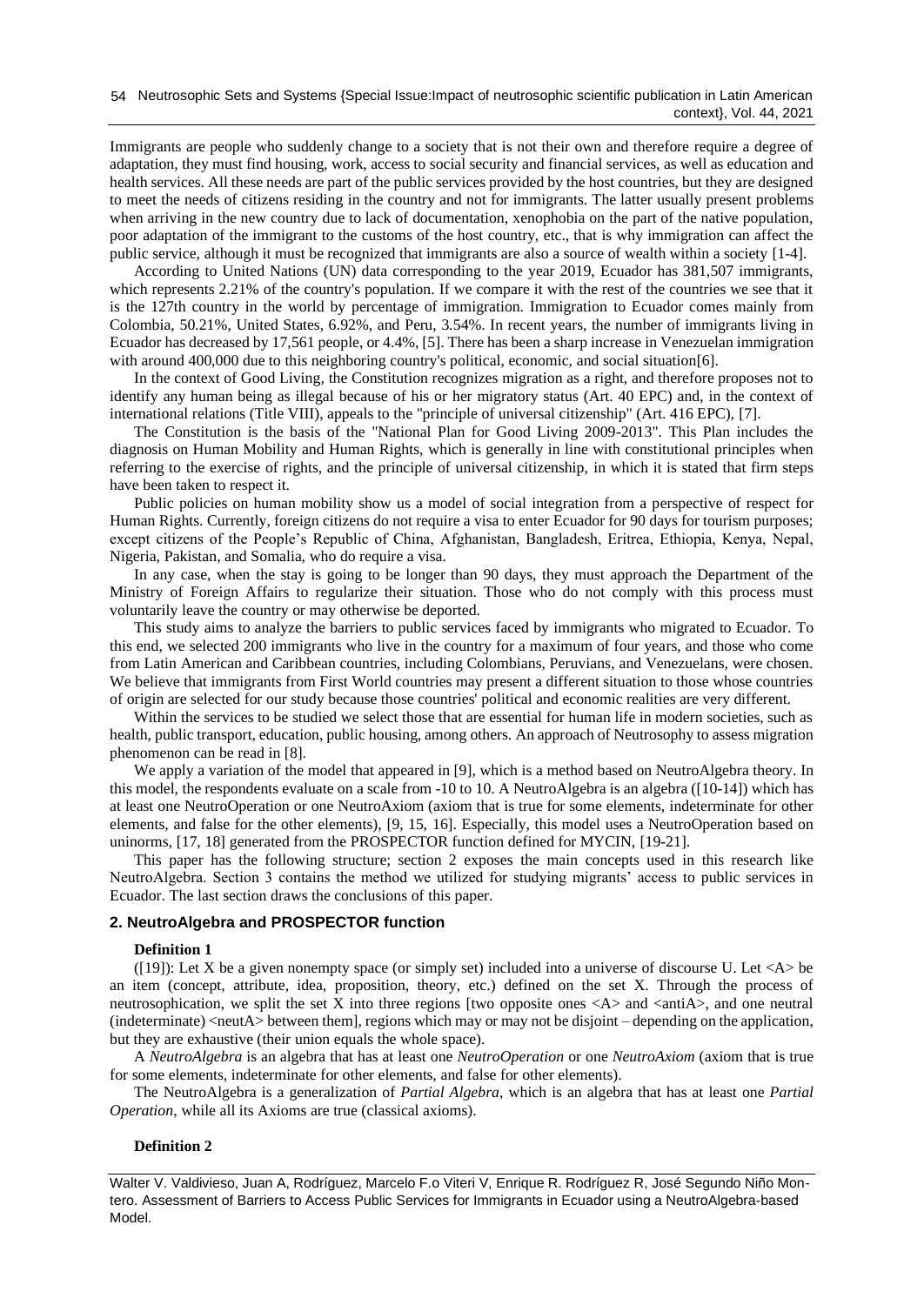Immigrants are people who suddenly change to a society that is not their own and therefore require a degree of adaptation, they must find housing, work, access to social security and financial services, as well as education and health services. All these needs are part of the public services provided by the host countries, but they are designed to meet the needs of citizens residing in the country and not for immigrants. The latter usually present problems when arriving in the new country due to lack of documentation, xenophobia on the part of the native population, poor adaptation of the immigrant to the customs of the host country, etc., that is why immigration can affect the public service, although it must be recognized that immigrants are also a source of wealth within a society [1-4].

According to United Nations (UN) data corresponding to the year 2019, Ecuador has 381,507 immigrants, which represents 2.21% of the country's population. If we compare it with the rest of the countries we see that it is the 127th country in the world by percentage of immigration. Immigration to Ecuador comes mainly from Colombia, 50.21%, United States, 6.92%, and Peru, 3.54%. In recent years, the number of immigrants living in Ecuador has decreased by 17,561 people, or 4.4%, [5]. There has been a sharp increase in Venezuelan immigration with around 400,000 due to this neighboring country's political, economic, and social situation[6].

In the context of Good Living, the Constitution recognizes migration as a right, and therefore proposes not to identify any human being as illegal because of his or her migratory status (Art. 40 EPC) and, in the context of international relations (Title VIII), appeals to the "principle of universal citizenship" (Art. 416 EPC), [7].

The Constitution is the basis of the "National Plan for Good Living 2009-2013". This Plan includes the diagnosis on Human Mobility and Human Rights, which is generally in line with constitutional principles when referring to the exercise of rights, and the principle of universal citizenship, in which it is stated that firm steps have been taken to respect it.

Public policies on human mobility show us a model of social integration from a perspective of respect for Human Rights. Currently, foreign citizens do not require a visa to enter Ecuador for 90 days for tourism purposes; except citizens of the People's Republic of China, Afghanistan, Bangladesh, Eritrea, Ethiopia, Kenya, Nepal, Nigeria, Pakistan, and Somalia, who do require a visa.

In any case, when the stay is going to be longer than 90 days, they must approach the Department of the Ministry of Foreign Affairs to regularize their situation. Those who do not comply with this process must voluntarily leave the country or may otherwise be deported.

This study aims to analyze the barriers to public services faced by immigrants who migrated to Ecuador. To this end, we selected 200 immigrants who live in the country for a maximum of four years, and those who come from Latin American and Caribbean countries, including Colombians, Peruvians, and Venezuelans, were chosen. We believe that immigrants from First World countries may present a different situation to those whose countries of origin are selected for our study because those countries' political and economic realities are very different.

Within the services to be studied we select those that are essential for human life in modern societies, such as health, public transport, education, public housing, among others. An approach of Neutrosophy to assess migration phenomenon can be read in [8].

We apply a variation of the model that appeared in [9], which is a method based on NeutroAlgebra theory. In this model, the respondents evaluate on a scale from -10 to 10. A NeutroAlgebra is an algebra ([10-14]) which has at least one NeutroOperation or one NeutroAxiom (axiom that is true for some elements, indeterminate for other elements, and false for the other elements), [9, 15, 16]. Especially, this model uses a NeutroOperation based on uninorms, [17, 18] generated from the PROSPECTOR function defined for MYCIN, [19-21].

This paper has the following structure; section 2 exposes the main concepts used in this research like NeutroAlgebra. Section 3 contains the method we utilized for studying migrants' access to public services in Ecuador. The last section draws the conclusions of this paper.

## 2. NeutroAlgebra and PROSPECTOR function

**Definition 1**

([19]): Let X be a given nonempty space (or simply set) included into a universe of discourse U. Let <A> be an item (concept, attribute, idea, proposition, theory, etc.) defined on the set X. Through the process of neutrosophication, we split the set X into three regions [two opposite ones <A> and <antiA>, and one neutral (indeterminate) <neutA> between them], regions which may or may not be disjoint – depending on the application, but they are exhaustive (their union equals the whole space).

A *NeutroAlgebra* is an algebra that has at least one *NeutroOperation* or one *NeutroAxiom* (axiom that is true for some elements, indeterminate for other elements, and false for other elements).

The NeutroAlgebra is a generalization of *Partial Algebra*, which is an algebra that has at least one *Partial Operation*, while all its Axioms are true (classical axioms).

**Definition 2**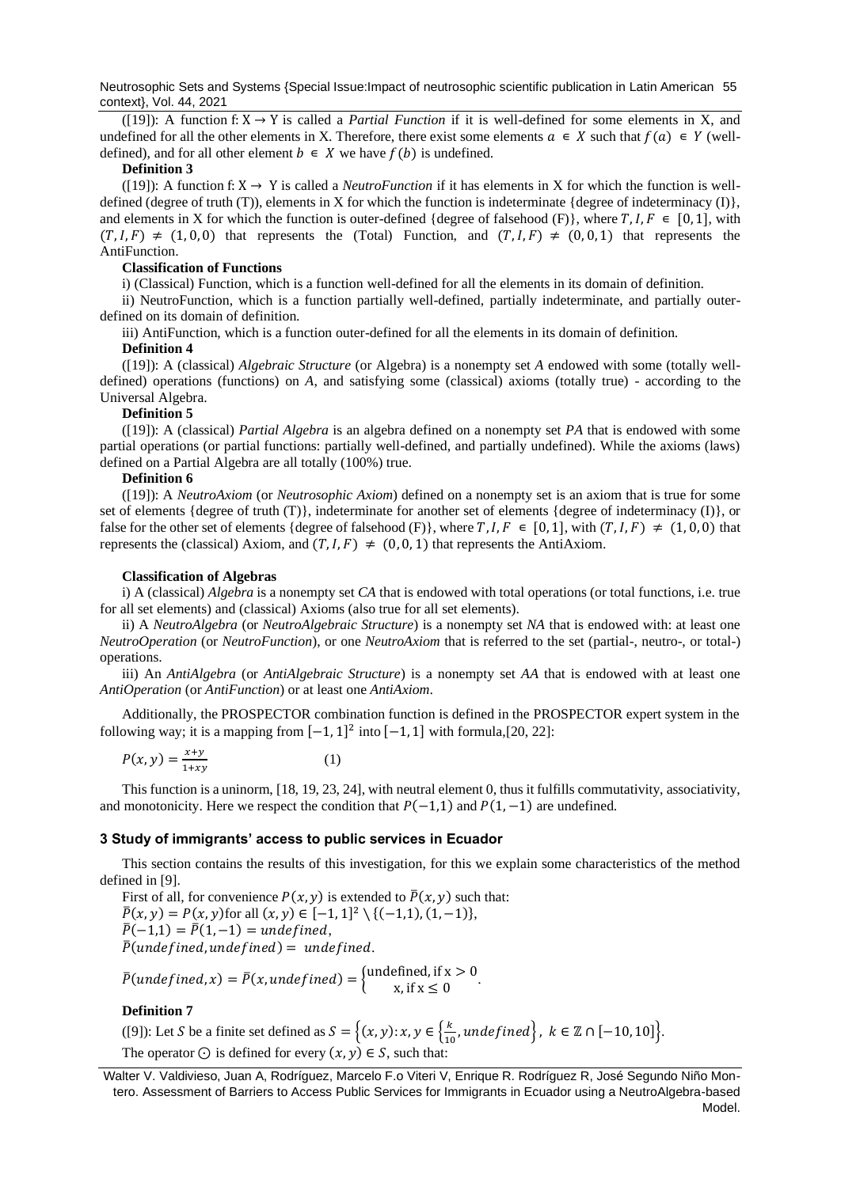([19]): A function $f: X \to Y$ is called a *Partial Function* if it is well-defined for some elements in X, and undefined for all the other elements in X. Therefore, there exist some elements $a \in X$ such that $f(a) \in Y$ (well-defined), and for all other element $b \in X$ we have $f(b)$ is undefined.

**Definition 3**

([19]): A function $f: X \to Y$ is called a *NeutroFunction* if it has elements in X for which the function is well-defined (degree of truth (T)), elements in X for which the function is indeterminate {degree of indeterminacy (I)}, and elements in X for which the function is outer-defined {degree of falsehood (F)}, where $T, I, F \in [0,1]$, with $(T, I, F) \neq (1,0,0)$ that represents the (Total) Function, and $(T, I, F) \neq (0,0,1)$ that represents the AntiFunction.

**Classification of Functions**

i) (Classical) Function, which is a function well-defined for all the elements in its domain of definition.

ii) NeutroFunction, which is a function partially well-defined, partially indeterminate, and partially outer-defined on its domain of definition.

iii) AntiFunction, which is a function outer-defined for all the elements in its domain of definition.

**Definition 4**

([19]): A (classical) *Algebraic Structure* (or Algebra) is a nonempty set *A* endowed with some (totally well-defined) operations (functions) on *A*, and satisfying some (classical) axioms (totally true) - according to the Universal Algebra.

**Definition 5**

([19]): A (classical) *Partial Algebra* is an algebra defined on a nonempty set *PA* that is endowed with some partial operations (or partial functions: partially well-defined, and partially undefined). While the axioms (laws) defined on a Partial Algebra are all totally (100%) true.

**Definition 6**

([19]): A *NeutroAxiom* (or *Neutrosophic Axiom*) defined on a nonempty set is an axiom that is true for some set of elements {degree of truth (T)}, indeterminate for another set of elements {degree of indeterminacy (I)}, or false for the other set of elements {degree of falsehood (F)}, where $T, I, F \in [0,1]$, with $(T, I, F) \neq (1,0,0)$ that represents the (classical) Axiom, and $(T, I, F) \neq (0,0,1)$ that represents the AntiAxiom.

**Classification of Algebras**

i) A (classical) *Algebra* is a nonempty set *CA* that is endowed with total operations (or total functions, i.e. true for all set elements) and (classical) Axioms (also true for all set elements).

ii) A *NeutroAlgebra* (or *NeutroAlgebraic Structure*) is a nonempty set *NA* that is endowed with: at least one *NeutroOperation* (or *NeutroFunction*), or one *NeutroAxiom* that is referred to the set (partial-, neutro-, or total-) operations.

iii) An *AntiAlgebra* (or *AntiAlgebraic Structure*) is a nonempty set *AA* that is endowed with at least one *AntiOperation* (or *AntiFunction*) or at least one *AntiAxiom*.

Additionally, the PROSPECTOR combination function is defined in the PROSPECTOR expert system in the following way; it is a mapping from $[-1,1]^2$ into $[-1,1]$ with formula,[20, 22]:

$$P(x, y) = \frac{x+y}{1+xy} \qquad (1)$$

This function is a uninorm, [18, 19, 23, 24], with neutral element 0, thus it fulfills commutativity, associativity, and monotonicity. Here we respect the condition that $P(-1,1)$ and $P(1,-1)$ are undefined.

## 3 Study of immigrants' access to public services in Ecuador

This section contains the results of this investigation, for this we explain some characteristics of the method defined in [9].

First of all, for convenience $P(x, y)$ is extended to $\bar{P}(x, y)$ such that:

$\bar{P}(x, y) = P(x, y)$ for all $(x, y) \in [-1,1]^2 \setminus \{(-1,1), (1,-1)\}$,

$\bar{P}(-1,1) = \bar{P}(1,-1) = undefined$,

$\bar{P}(undefined, undefined) = undefined$.

$$\bar{P}(undefined, x) = \bar{P}(x, undefined) = \begin{cases} \text{undefined, if } x > 0 \\ x, \text{if } x \leq 0 \end{cases}.$$

**Definition 7**

([9]): Let $S$ be a finite set defined as $S = \left\{(x, y): x, y \in \left\{\frac{k}{10}, undefined\right\},\ k \in \mathbb{Z} \cap [-10,10]\right\}$.

The operator $\odot$ is defined for every $(x, y) \in S$, such that: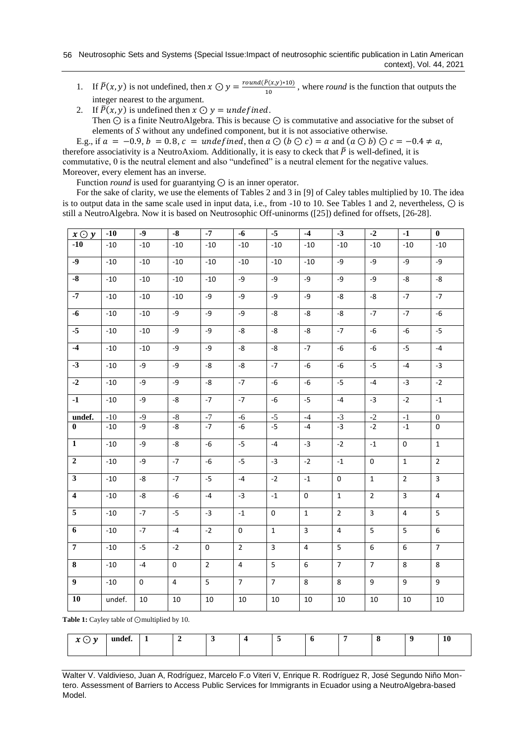1. If $\bar{P}(x,y)$ is not undefined, then $x \odot y = \frac{round(\bar{P}(x,y)*10)}{10}$, where *round* is the function that outputs the integer nearest to the argument.
2. If $\bar{P}(x,y)$ is undefined then $x \odot y = undefined$.
   Then $\odot$ is a finite NeutroAlgebra. This is because $\odot$ is commutative and associative for the subset of elements of $S$ without any undefined component, but it is not associative otherwise.

E.g., if $a = -0.9$, $b = 0.8$, $c = undefined$, then $a \odot (b \odot c) = a$ and $(a \odot b) \odot c = -0.4 \neq a$, therefore associativity is a NeutroAxiom. Additionally, it is easy to ckeck that $\bar{P}$ is well-defined, it is commutative, 0 is the neutral element and also "undefined" is a neutral element for the negative values. Moreover, every element has an inverse.

Function *round* is used for guarantying $\odot$ is an inner operator.

For the sake of clarity, we use the elements of Tables 2 and 3 in [9] of Caley tables multiplied by 10. The idea is to output data in the same scale used in input data, i.e., from -10 to 10. See Tables 1 and 2, nevertheless, $\odot$ is still a NeutroAlgebra. Now it is based on Neutrosophic Off-uninorms ([25]) defined for offsets, [26-28].

| $x \odot y$ | -10 | -9 | -8 | -7 | -6 | -5 | -4 | -3 | -2 | -1 | 0 |
|---|---|---|---|---|---|---|---|---|---|---|---|
| -10 | -10 | -10 | -10 | -10 | -10 | -10 | -10 | -10 | -10 | -10 | -10 |
| -9 | -10 | -10 | -10 | -10 | -10 | -10 | -10 | -9 | -9 | -9 | -9 |
| -8 | -10 | -10 | -10 | -10 | -9 | -9 | -9 | -9 | -9 | -8 | -8 |
| -7 | -10 | -10 | -10 | -9 | -9 | -9 | -9 | -8 | -8 | -7 | -7 |
| -6 | -10 | -10 | -9 | -9 | -9 | -8 | -8 | -8 | -7 | -7 | -6 |
| -5 | -10 | -10 | -9 | -9 | -8 | -8 | -8 | -7 | -6 | -6 | -5 |
| -4 | -10 | -10 | -9 | -9 | -8 | -8 | -7 | -6 | -6 | -5 | -4 |
| -3 | -10 | -9 | -9 | -8 | -8 | -7 | -6 | -6 | -5 | -4 | -3 |
| -2 | -10 | -9 | -9 | -8 | -7 | -6 | -6 | -5 | -4 | -3 | -2 |
| -1 | -10 | -9 | -8 | -7 | -7 | -6 | -5 | -4 | -3 | -2 | -1 |
| undef. | -10 | -9 | -8 | -7 | -6 | -5 | -4 | -3 | -2 | -1 | 0 |
| 0 | -10 | -9 | -8 | -7 | -6 | -5 | -4 | -3 | -2 | -1 | 0 |
| 1 | -10 | -9 | -8 | -6 | -5 | -4 | -3 | -2 | -1 | 0 | 1 |
| 2 | -10 | -9 | -7 | -6 | -5 | -3 | -2 | -1 | 0 | 1 | 2 |
| 3 | -10 | -8 | -7 | -5 | -4 | -2 | -1 | 0 | 1 | 2 | 3 |
| 4 | -10 | -8 | -6 | -4 | -3 | -1 | 0 | 1 | 2 | 3 | 4 |
| 5 | -10 | -7 | -5 | -3 | -1 | 0 | 1 | 2 | 3 | 4 | 5 |
| 6 | -10 | -7 | -4 | -2 | 0 | 1 | 3 | 4 | 5 | 5 | 6 |
| 7 | -10 | -5 | -2 | 0 | 2 | 3 | 4 | 5 | 6 | 6 | 7 |
| 8 | -10 | -4 | 0 | 2 | 4 | 5 | 6 | 7 | 7 | 8 | 8 |
| 9 | -10 | 0 | 4 | 5 | 7 | 7 | 8 | 8 | 9 | 9 | 9 |
| 10 | undef. | 10 | 10 | 10 | 10 | 10 | 10 | 10 | 10 | 10 | 10 |

**Table 1:** Cayley table of $\odot$multiplied by 10.

| $x \odot y$ | undef. | 1 | 2 | 3 | 4 | 5 | 6 | 7 | 8 | 9 | 10 |
|---|---|---|---|---|---|---|---|---|---|---|---|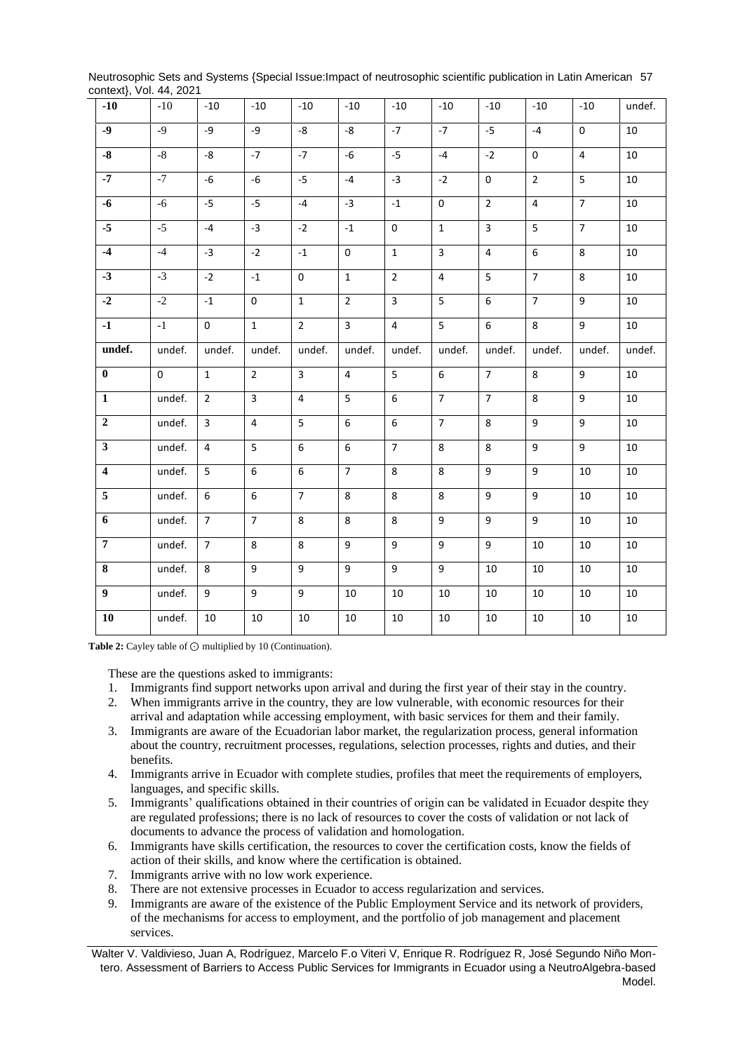| -10 | -10 | -10 | -10 | -10 | -10 | -10 | -10 | -10 | -10 | -10 | undef. |
|---|---|---|---|---|---|---|---|---|---|---|---|
| -9 | -9 | -9 | -9 | -8 | -8 | -7 | -7 | -5 | -4 | 0 | 10 |
| -8 | -8 | -8 | -7 | -7 | -6 | -5 | -4 | -2 | 0 | 4 | 10 |
| -7 | -7 | -6 | -6 | -5 | -4 | -3 | -2 | 0 | 2 | 5 | 10 |
| -6 | -6 | -5 | -5 | -4 | -3 | -1 | 0 | 2 | 4 | 7 | 10 |
| -5 | -5 | -4 | -3 | -2 | -1 | 0 | 1 | 3 | 5 | 7 | 10 |
| -4 | -4 | -3 | -2 | -1 | 0 | 1 | 3 | 4 | 6 | 8 | 10 |
| -3 | -3 | -2 | -1 | 0 | 1 | 2 | 4 | 5 | 7 | 8 | 10 |
| -2 | -2 | -1 | 0 | 1 | 2 | 3 | 5 | 6 | 7 | 9 | 10 |
| -1 | -1 | 0 | 1 | 2 | 3 | 4 | 5 | 6 | 8 | 9 | 10 |
| undef. | undef. | undef. | undef. | undef. | undef. | undef. | undef. | undef. | undef. | undef. | undef. |
| 0 | 0 | 1 | 2 | 3 | 4 | 5 | 6 | 7 | 8 | 9 | 10 |
| 1 | undef. | 2 | 3 | 4 | 5 | 6 | 7 | 7 | 8 | 9 | 10 |
| 2 | undef. | 3 | 4 | 5 | 6 | 6 | 7 | 8 | 9 | 9 | 10 |
| 3 | undef. | 4 | 5 | 6 | 6 | 7 | 8 | 8 | 9 | 9 | 10 |
| 4 | undef. | 5 | 6 | 6 | 7 | 8 | 8 | 9 | 9 | 10 | 10 |
| 5 | undef. | 6 | 6 | 7 | 8 | 8 | 8 | 9 | 9 | 10 | 10 |
| 6 | undef. | 7 | 7 | 8 | 8 | 8 | 9 | 9 | 9 | 10 | 10 |
| 7 | undef. | 7 | 8 | 8 | 9 | 9 | 9 | 9 | 10 | 10 | 10 |
| 8 | undef. | 8 | 9 | 9 | 9 | 9 | 9 | 10 | 10 | 10 | 10 |
| 9 | undef. | 9 | 9 | 9 | 10 | 10 | 10 | 10 | 10 | 10 | 10 |
| 10 | undef. | 10 | 10 | 10 | 10 | 10 | 10 | 10 | 10 | 10 | 10 |

**Table 2:** Cayley table of $\odot$ multiplied by 10 (Continuation).

These are the questions asked to immigrants:

1. Immigrants find support networks upon arrival and during the first year of their stay in the country.
2. When immigrants arrive in the country, they are low vulnerable, with economic resources for their arrival and adaptation while accessing employment, with basic services for them and their family.
3. Immigrants are aware of the Ecuadorian labor market, the regularization process, general information about the country, recruitment processes, regulations, selection processes, rights and duties, and their benefits.
4. Immigrants arrive in Ecuador with complete studies, profiles that meet the requirements of employers, languages, and specific skills.
5. Immigrants' qualifications obtained in their countries of origin can be validated in Ecuador despite they are regulated professions; there is no lack of resources to cover the costs of validation or not lack of documents to advance the process of validation and homologation.
6. Immigrants have skills certification, the resources to cover the certification costs, know the fields of action of their skills, and know where the certification is obtained.
7. Immigrants arrive with no low work experience.
8. There are not extensive processes in Ecuador to access regularization and services.
9. Immigrants are aware of the existence of the Public Employment Service and its network of providers, of the mechanisms for access to employment, and the portfolio of job management and placement services.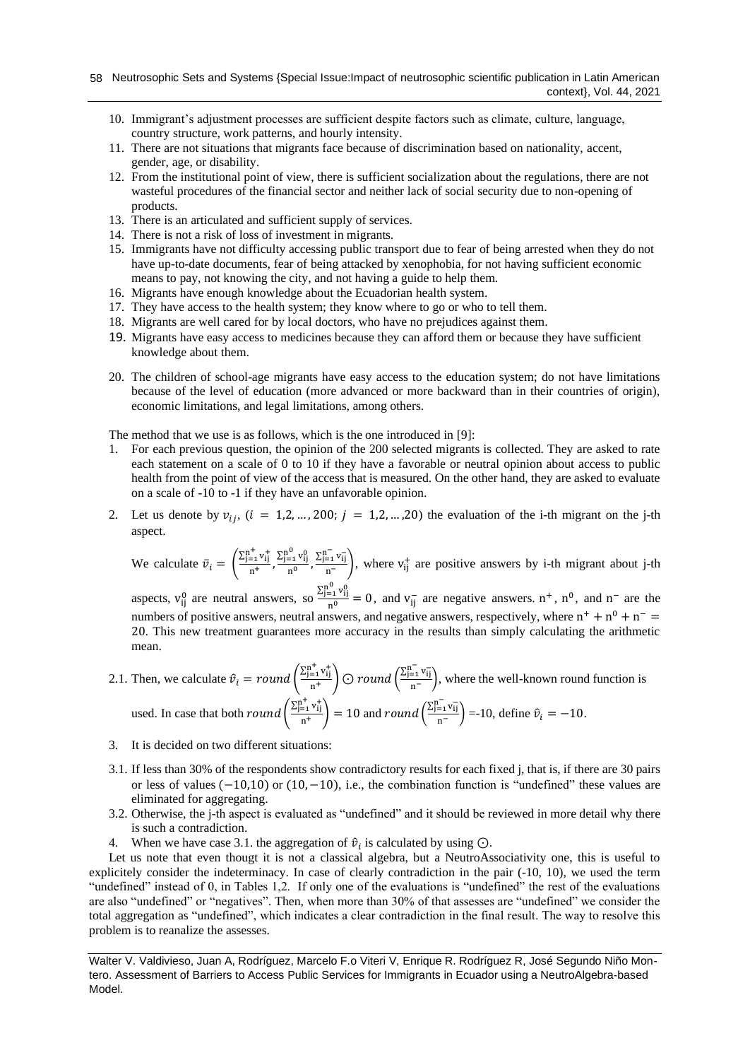10. Immigrant's adjustment processes are sufficient despite factors such as climate, culture, language, country structure, work patterns, and hourly intensity.
11. There are not situations that migrants face because of discrimination based on nationality, accent, gender, age, or disability.
12. From the institutional point of view, there is sufficient socialization about the regulations, there are not wasteful procedures of the financial sector and neither lack of social security due to non-opening of products.
13. There is an articulated and sufficient supply of services.
14. There is not a risk of loss of investment in migrants.
15. Immigrants have not difficulty accessing public transport due to fear of being arrested when they do not have up-to-date documents, fear of being attacked by xenophobia, for not having sufficient economic means to pay, not knowing the city, and not having a guide to help them.
16. Migrants have enough knowledge about the Ecuadorian health system.
17. They have access to the health system; they know where to go or who to tell them.
18. Migrants are well cared for by local doctors, who have no prejudices against them.
19. Migrants have easy access to medicines because they can afford them or because they have sufficient knowledge about them.
20. The children of school-age migrants have easy access to the education system; do not have limitations because of the level of education (more advanced or more backward than in their countries of origin), economic limitations, and legal limitations, among others.

The method that we use is as follows, which is the one introduced in [9]:

1. For each previous question, the opinion of the 200 selected migrants is collected. They are asked to rate each statement on a scale of 0 to 10 if they have a favorable or neutral opinion about access to public health from the point of view of the access that is measured. On the other hand, they are asked to evaluate on a scale of -10 to -1 if they have an unfavorable opinion.
2. Let us denote by $v_{ij}$, $(i = 1,2,\dots,200;\ j = 1,2,\dots,20)$ the evaluation of the i-th migrant on the j-th aspect.

   We calculate $\bar{v}_i = \left(\frac{\sum_{j=1}^{n^+} v_{ij}^+}{n^+}, \frac{\sum_{j=1}^{n^0} v_{ij}^0}{n^0}, \frac{\sum_{j=1}^{n^-} v_{ij}^-}{n^-}\right)$, where $v_{ij}^+$ are positive answers by i-th migrant about j-th aspects, $v_{ij}^0$ are neutral answers, so $\frac{\sum_{j=1}^{n^0} v_{ij}^0}{n^0} = 0$, and $v_{ij}^-$ are negative answers. $n^+$, $n^0$, and $n^-$ are the numbers of positive answers, neutral answers, and negative answers, respectively, where $n^+ + n^0 + n^- = 20$. This new treatment guarantees more accuracy in the results than simply calculating the arithmetic mean.

   2.1. Then, we calculate $\hat{v}_i = round\left(\frac{\sum_{j=1}^{n^+} v_{ij}^+}{n^+}\right) \odot round\left(\frac{\sum_{j=1}^{n^-} v_{ij}^-}{n^-}\right)$, where the well-known round function is used. In case that both $round\left(\frac{\sum_{j=1}^{n^+} v_{ij}^+}{n^+}\right) = 10$ and $round\left(\frac{\sum_{j=1}^{n^-} v_{ij}^-}{n^-}\right) = -10$, define $\hat{v}_i = -10$.

3. It is decided on two different situations:

   3.1. If less than 30% of the respondents show contradictory results for each fixed j, that is, if there are 30 pairs or less of values $(-10,10)$ or $(10,-10)$, i.e., the combination function is "undefined" these values are eliminated for aggregating.

   3.2. Otherwise, the j-th aspect is evaluated as "undefined" and it should be reviewed in more detail why there is such a contradiction.

4. When we have case 3.1. the aggregation of $\hat{v}_i$ is calculated by using $\odot$.

Let us note that even thougt it is not a classical algebra, but a NeutroAssociativity one, this is useful to explicitely consider the indeterminacy. In case of clearly contradiction in the pair (-10, 10), we used the term "undefined" instead of 0, in Tables 1,2. If only one of the evaluations is "undefined" the rest of the evaluations are also "undefined" or "negatives". Then, when more than 30% of that assesses are "undefined" we consider the total aggregation as "undefined", which indicates a clear contradiction in the final result. The way to resolve this problem is to reanalize the assesses.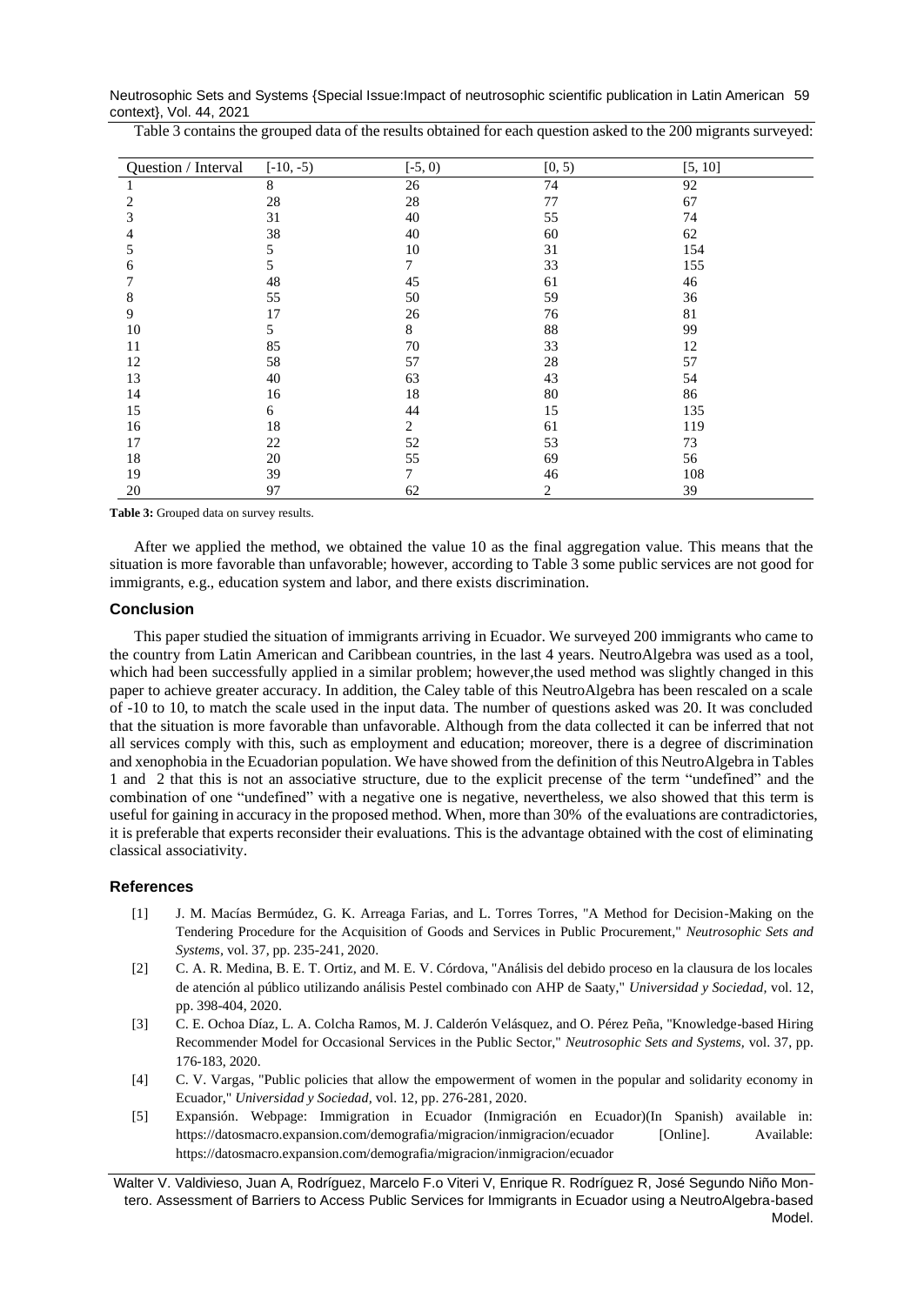Table 3 contains the grouped data of the results obtained for each question asked to the 200 migrants surveyed:

| Question / Interval | [-10, -5) | [-5, 0) | [0, 5) | [5, 10] |
|---|---|---|---|---|
| 1 | 8 | 26 | 74 | 92 |
| 2 | 28 | 28 | 77 | 67 |
| 3 | 31 | 40 | 55 | 74 |
| 4 | 38 | 40 | 60 | 62 |
| 5 | 5 | 10 | 31 | 154 |
| 6 | 5 | 7 | 33 | 155 |
| 7 | 48 | 45 | 61 | 46 |
| 8 | 55 | 50 | 59 | 36 |
| 9 | 17 | 26 | 76 | 81 |
| 10 | 5 | 8 | 88 | 99 |
| 11 | 85 | 70 | 33 | 12 |
| 12 | 58 | 57 | 28 | 57 |
| 13 | 40 | 63 | 43 | 54 |
| 14 | 16 | 18 | 80 | 86 |
| 15 | 6 | 44 | 15 | 135 |
| 16 | 18 | 2 | 61 | 119 |
| 17 | 22 | 52 | 53 | 73 |
| 18 | 20 | 55 | 69 | 56 |
| 19 | 39 | 7 | 46 | 108 |
| 20 | 97 | 62 | 2 | 39 |

**Table 3:** Grouped data on survey results.

After we applied the method, we obtained the value 10 as the final aggregation value. This means that the situation is more favorable than unfavorable; however, according to Table 3 some public services are not good for immigrants, e.g., education system and labor, and there exists discrimination.

## Conclusion

This paper studied the situation of immigrants arriving in Ecuador. We surveyed 200 immigrants who came to the country from Latin American and Caribbean countries, in the last 4 years. NeutroAlgebra was used as a tool, which had been successfully applied in a similar problem; however,the used method was slightly changed in this paper to achieve greater accuracy. In addition, the Caley table of this NeutroAlgebra has been rescaled on a scale of -10 to 10, to match the scale used in the input data. The number of questions asked was 20. It was concluded that the situation is more favorable than unfavorable. Although from the data collected it can be inferred that not all services comply with this, such as employment and education; moreover, there is a degree of discrimination and xenophobia in the Ecuadorian population. We have showed from the definition of this NeutroAlgebra in Tables 1 and 2 that this is not an associative structure, due to the explicit precense of the term "undefined" and the combination of one "undefined" with a negative one is negative, nevertheless, we also showed that this term is useful for gaining in accuracy in the proposed method. When, more than 30% of the evaluations are contradictories, it is preferable that experts reconsider their evaluations. This is the advantage obtained with the cost of eliminating classical associativity.

## References

[1] J. M. Macías Bermúdez, G. K. Arreaga Farias, and L. Torres Torres, "A Method for Decision-Making on the Tendering Procedure for the Acquisition of Goods and Services in Public Procurement," *Neutrosophic Sets and Systems*, vol. 37, pp. 235-241, 2020.

[2] C. A. R. Medina, B. E. T. Ortiz, and M. E. V. Córdova, "Análisis del debido proceso en la clausura de los locales de atención al público utilizando análisis Pestel combinado con AHP de Saaty," *Universidad y Sociedad*, vol. 12, pp. 398-404, 2020.

[3] C. E. Ochoa Díaz, L. A. Colcha Ramos, M. J. Calderón Velásquez, and O. Pérez Peña, "Knowledge-based Hiring Recommender Model for Occasional Services in the Public Sector," *Neutrosophic Sets and Systems*, vol. 37, pp. 176-183, 2020.

[4] C. V. Vargas, "Public policies that allow the empowerment of women in the popular and solidarity economy in Ecuador," *Universidad y Sociedad*, vol. 12, pp. 276-281, 2020.

[5] Expansión. Webpage: Immigration in Ecuador (Inmigración en Ecuador)(In Spanish) available in: https://datosmacro.expansion.com/demografia/migracion/inmigracion/ecuador [Online]. Available: https://datosmacro.expansion.com/demografia/migracion/inmigracion/ecuador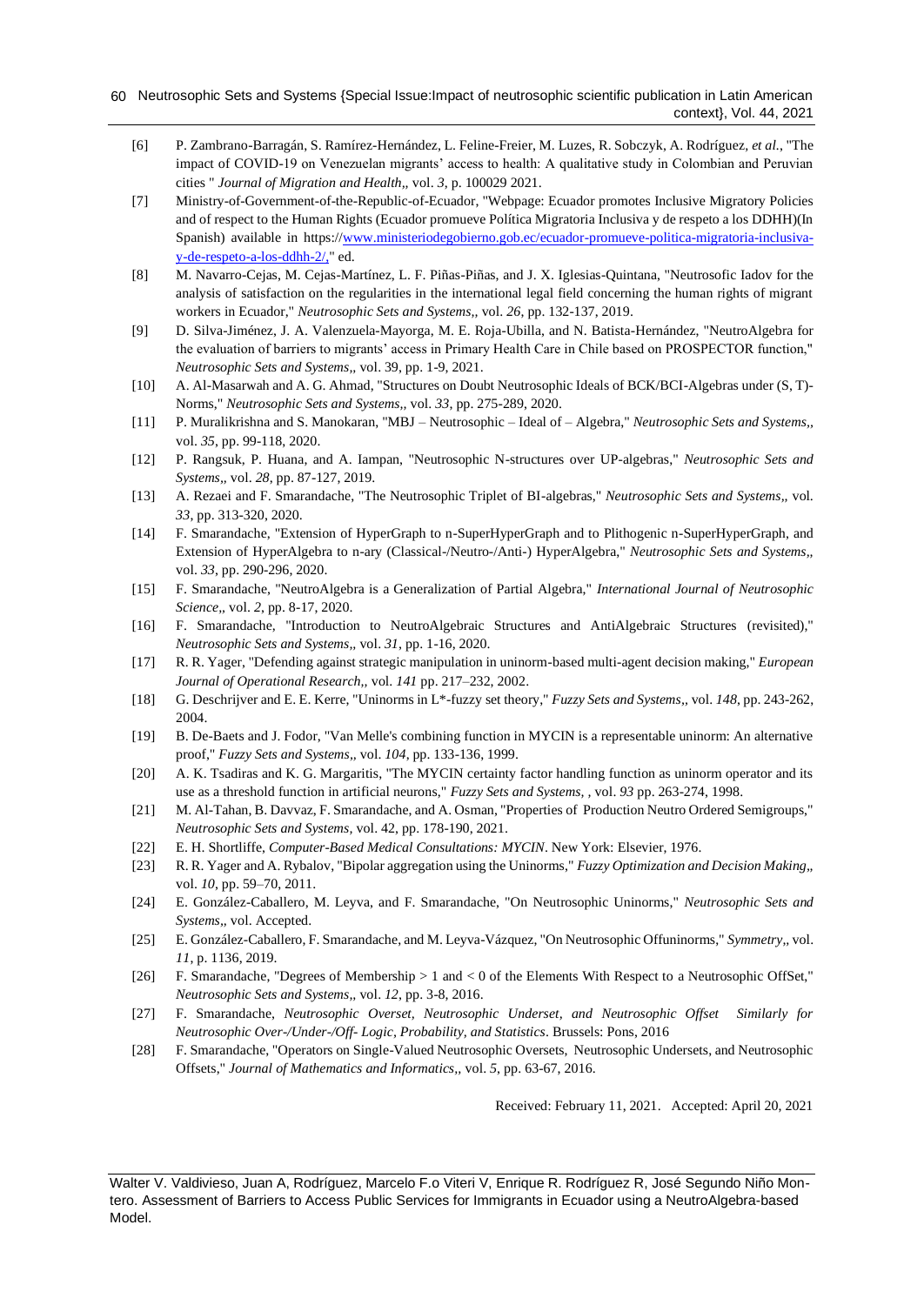[6] P. Zambrano-Barragán, S. Ramírez-Hernández, L. Feline-Freier, M. Luzes, R. Sobczyk, A. Rodríguez, *et al.*, "The impact of COVID-19 on Venezuelan migrants' access to health: A qualitative study in Colombian and Peruvian cities " *Journal of Migration and Health*,, vol. *3*, p. 100029 2021.

[7] Ministry-of-Government-of-the-Republic-of-Ecuador, "Webpage: Ecuador promotes Inclusive Migratory Policies and of respect to the Human Rights (Ecuador promueve Política Migratoria Inclusiva y de respeto a los DDHH)(In Spanish) available in https://www.ministeriodegobierno.gob.ec/ecuador-promueve-politica-migratoria-inclusiva-y-de-respeto-a-los-ddhh-2/," ed.

[8] M. Navarro-Cejas, M. Cejas-Martínez, L. F. Piñas-Piñas, and J. X. Iglesias-Quintana, "Neutrosofic Iadov for the analysis of satisfaction on the regularities in the international legal field concerning the human rights of migrant workers in Ecuador," *Neutrosophic Sets and Systems*,, vol. *26*, pp. 132-137, 2019.

[9] D. Silva-Jiménez, J. A. Valenzuela-Mayorga, M. E. Roja-Ubilla, and N. Batista-Hernández, "NeutroAlgebra for the evaluation of barriers to migrants' access in Primary Health Care in Chile based on PROSPECTOR function," *Neutrosophic Sets and Systems*,, vol. 39, pp. 1-9, 2021.

[10] A. Al-Masarwah and A. G. Ahmad, "Structures on Doubt Neutrosophic Ideals of BCK/BCI-Algebras under (S, T)-Norms," *Neutrosophic Sets and Systems*,, vol. *33*, pp. 275-289, 2020.

[11] P. Muralikrishna and S. Manokaran, "MBJ – Neutrosophic – Ideal of – Algebra," *Neutrosophic Sets and Systems*,, vol. *35*, pp. 99-118, 2020.

[12] P. Rangsuk, P. Huana, and A. Iampan, "Neutrosophic N-structures over UP-algebras," *Neutrosophic Sets and Systems*,, vol. *28*, pp. 87-127, 2019.

[13] A. Rezaei and F. Smarandache, "The Neutrosophic Triplet of BI-algebras," *Neutrosophic Sets and Systems*,, vol. *33*, pp. 313-320, 2020.

[14] F. Smarandache, "Extension of HyperGraph to n-SuperHyperGraph and to Plithogenic n-SuperHyperGraph, and Extension of HyperAlgebra to n-ary (Classical-/Neutro-/Anti-) HyperAlgebra," *Neutrosophic Sets and Systems*,, vol. *33*, pp. 290-296, 2020.

[15] F. Smarandache, "NeutroAlgebra is a Generalization of Partial Algebra," *International Journal of Neutrosophic Science*,, vol. *2*, pp. 8-17, 2020.

[16] F. Smarandache, "Introduction to NeutroAlgebraic Structures and AntiAlgebraic Structures (revisited)," *Neutrosophic Sets and Systems*,, vol. *31*, pp. 1-16, 2020.

[17] R. R. Yager, "Defending against strategic manipulation in uninorm-based multi-agent decision making," *European Journal of Operational Research*,, vol. *141* pp. 217–232, 2002.

[18] G. Deschrijver and E. E. Kerre, "Uninorms in L*-fuzzy set theory," *Fuzzy Sets and Systems*,, vol. *148*, pp. 243-262, 2004.

[19] B. De-Baets and J. Fodor, "Van Melle's combining function in MYCIN is a representable uninorm: An alternative proof," *Fuzzy Sets and Systems*,, vol. *104*, pp. 133-136, 1999.

[20] A. K. Tsadiras and K. G. Margaritis, "The MYCIN certainty factor handling function as uninorm operator and its use as a threshold function in artificial neurons," *Fuzzy Sets and Systems*, , vol. *93* pp. 263-274, 1998.

[21] M. Al-Tahan, B. Davvaz, F. Smarandache, and A. Osman, "Properties of Production Neutro Ordered Semigroups," *Neutrosophic Sets and Systems*, vol. 42, pp. 178-190, 2021.

[22] E. H. Shortliffe, *Computer-Based Medical Consultations: MYCIN*. New York: Elsevier, 1976.

[23] R. R. Yager and A. Rybalov, "Bipolar aggregation using the Uninorms," *Fuzzy Optimization and Decision Making*,, vol. *10*, pp. 59–70, 2011.

[24] E. González-Caballero, M. Leyva, and F. Smarandache, "On Neutrosophic Uninorms," *Neutrosophic Sets and Systems*,, vol. Accepted.

[25] E. González-Caballero, F. Smarandache, and M. Leyva-Vázquez, "On Neutrosophic Offuninorms," *Symmetry*,, vol. *11*, p. 1136, 2019.

[26] F. Smarandache, "Degrees of Membership > 1 and < 0 of the Elements With Respect to a Neutrosophic OffSet," *Neutrosophic Sets and Systems*,, vol. *12*, pp. 3-8, 2016.

[27] F. Smarandache, *Neutrosophic Overset, Neutrosophic Underset, and Neutrosophic Offset Similarly for Neutrosophic Over-/Under-/Off- Logic, Probability, and Statistics*. Brussels: Pons, 2016

[28] F. Smarandache, "Operators on Single-Valued Neutrosophic Oversets, Neutrosophic Undersets, and Neutrosophic Offsets," *Journal of Mathematics and Informatics*,, vol. *5*, pp. 63-67, 2016.

Received: February 11, 2021. Accepted: April 20, 2021